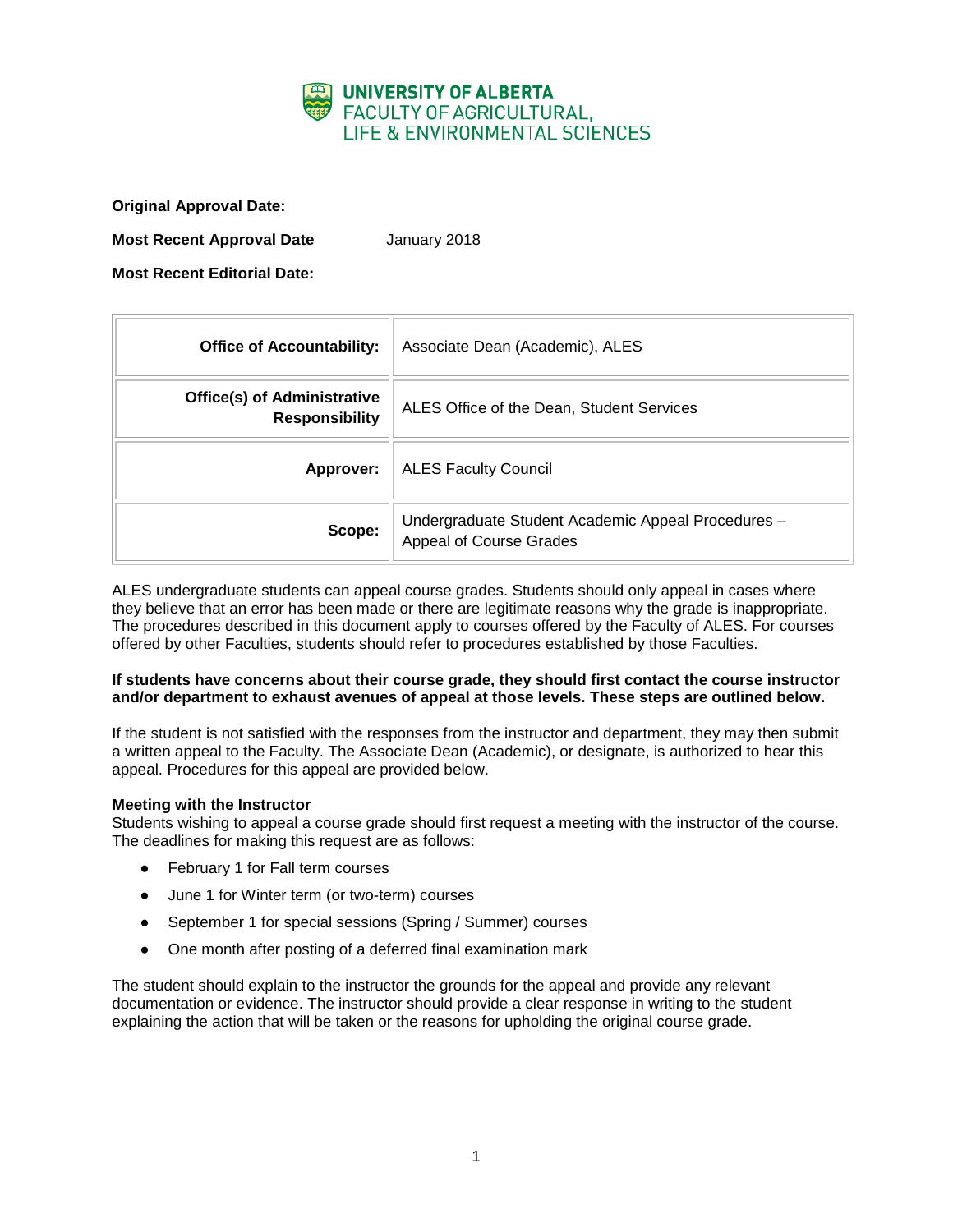UNIVERSITY OF ALBERTA
FACULTY OF AGRICULTURAL, LIFE & ENVIRONMENTAL SCIENCES

**Original Approval Date:**

**Most Recent Approval Date** January 2018

**Most Recent Editorial Date:**

| | |
|---|---|
| **Office of Accountability:** | Associate Dean (Academic), ALES |
| **Office(s) of Administrative Responsibility** | ALES Office of the Dean, Student Services |
| **Approver:** | ALES Faculty Council |
| **Scope:** | Undergraduate Student Academic Appeal Procedures – Appeal of Course Grades |

ALES undergraduate students can appeal course grades. Students should only appeal in cases where they believe that an error has been made or there are legitimate reasons why the grade is inappropriate. The procedures described in this document apply to courses offered by the Faculty of ALES. For courses offered by other Faculties, students should refer to procedures established by those Faculties.

**If students have concerns about their course grade, they should first contact the course instructor and/or department to exhaust avenues of appeal at those levels. These steps are outlined below.**

If the student is not satisfied with the responses from the instructor and department, they may then submit a written appeal to the Faculty. The Associate Dean (Academic), or designate, is authorized to hear this appeal. Procedures for this appeal are provided below.

**Meeting with the Instructor**

Students wishing to appeal a course grade should first request a meeting with the instructor of the course. The deadlines for making this request are as follows:

- February 1 for Fall term courses
- June 1 for Winter term (or two-term) courses
- September 1 for special sessions (Spring / Summer) courses
- One month after posting of a deferred final examination mark

The student should explain to the instructor the grounds for the appeal and provide any relevant documentation or evidence. The instructor should provide a clear response in writing to the student explaining the action that will be taken or the reasons for upholding the original course grade.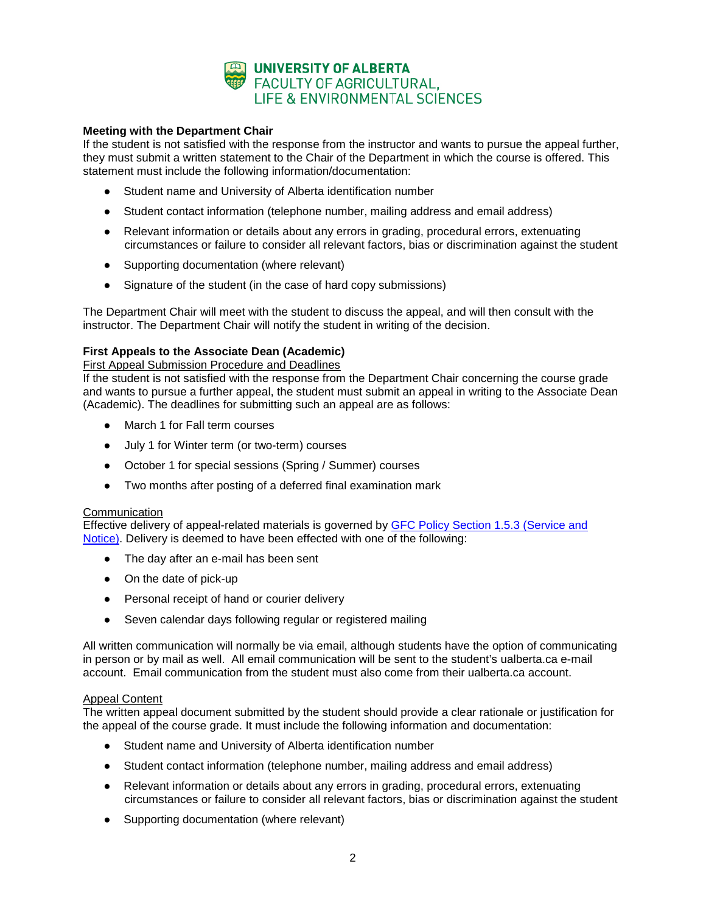**Meeting with the Department Chair**

If the student is not satisfied with the response from the instructor and wants to pursue the appeal further, they must submit a written statement to the Chair of the Department in which the course is offered. This statement must include the following information/documentation:

- Student name and University of Alberta identification number
- Student contact information (telephone number, mailing address and email address)
- Relevant information or details about any errors in grading, procedural errors, extenuating circumstances or failure to consider all relevant factors, bias or discrimination against the student
- Supporting documentation (where relevant)
- Signature of the student (in the case of hard copy submissions)

The Department Chair will meet with the student to discuss the appeal, and will then consult with the instructor. The Department Chair will notify the student in writing of the decision.

**First Appeals to the Associate Dean (Academic)**

First Appeal Submission Procedure and Deadlines

If the student is not satisfied with the response from the Department Chair concerning the course grade and wants to pursue a further appeal, the student must submit an appeal in writing to the Associate Dean (Academic). The deadlines for submitting such an appeal are as follows:

- March 1 for Fall term courses
- July 1 for Winter term (or two-term) courses
- October 1 for special sessions (Spring / Summer) courses
- Two months after posting of a deferred final examination mark

Communication

Effective delivery of appeal-related materials is governed by GFC Policy Section 1.5.3 (Service and Notice). Delivery is deemed to have been effected with one of the following:

- The day after an e-mail has been sent
- On the date of pick-up
- Personal receipt of hand or courier delivery
- Seven calendar days following regular or registered mailing

All written communication will normally be via email, although students have the option of communicating in person or by mail as well. All email communication will be sent to the student's ualberta.ca e-mail account. Email communication from the student must also come from their ualberta.ca account.

Appeal Content

The written appeal document submitted by the student should provide a clear rationale or justification for the appeal of the course grade. It must include the following information and documentation:

- Student name and University of Alberta identification number
- Student contact information (telephone number, mailing address and email address)
- Relevant information or details about any errors in grading, procedural errors, extenuating circumstances or failure to consider all relevant factors, bias or discrimination against the student
- Supporting documentation (where relevant)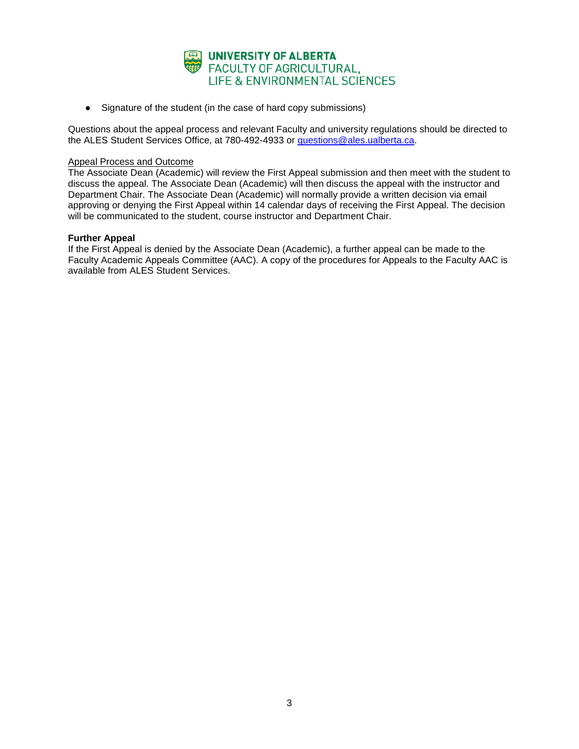- Signature of the student (in the case of hard copy submissions)

Questions about the appeal process and relevant Faculty and university regulations should be directed to the ALES Student Services Office, at 780-492-4933 or questions@ales.ualberta.ca.

Appeal Process and Outcome

The Associate Dean (Academic) will review the First Appeal submission and then meet with the student to discuss the appeal. The Associate Dean (Academic) will then discuss the appeal with the instructor and Department Chair. The Associate Dean (Academic) will normally provide a written decision via email approving or denying the First Appeal within 14 calendar days of receiving the First Appeal. The decision will be communicated to the student, course instructor and Department Chair.

**Further Appeal**

If the First Appeal is denied by the Associate Dean (Academic), a further appeal can be made to the Faculty Academic Appeals Committee (AAC). A copy of the procedures for Appeals to the Faculty AAC is available from ALES Student Services.